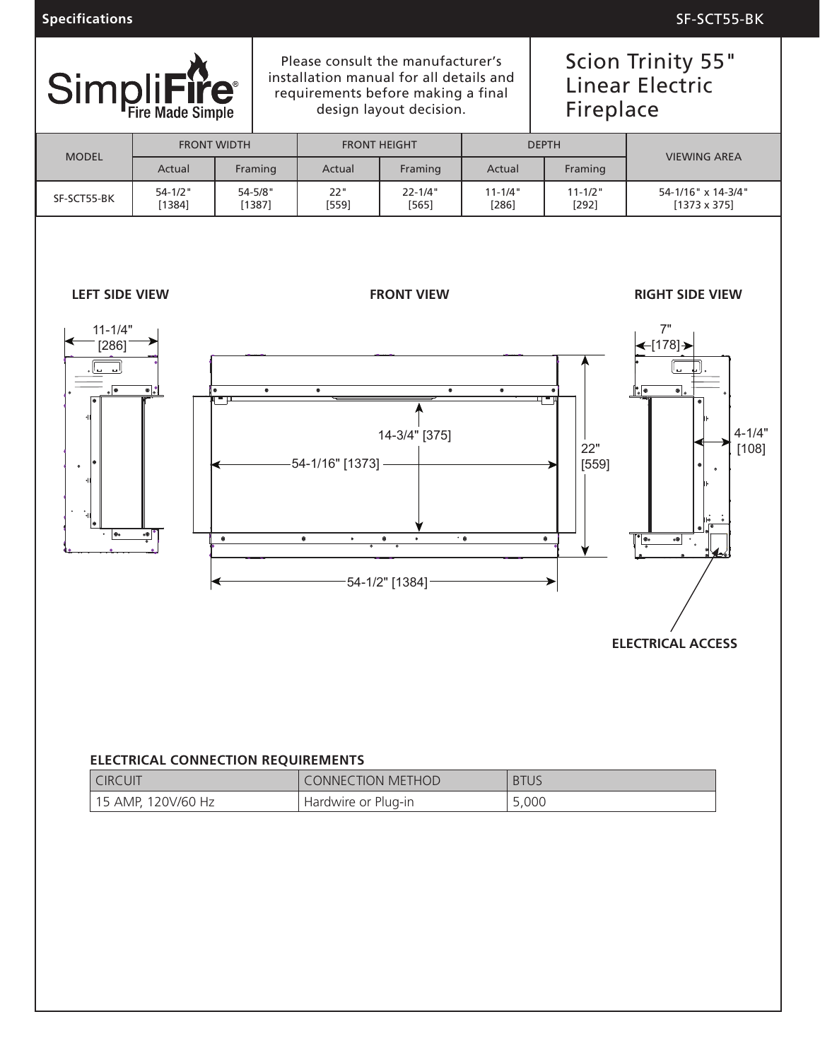Specifications — SF-SCT55-BK

SimpliFire® Fire Made Simple

Please consult the manufacturer's installation manual for all details and requirements before making a final design layout decision.

# Scion Trinity 55" Linear Electric Fireplace

| MODEL | FRONT WIDTH | | FRONT HEIGHT | | DEPTH | | VIEWING AREA |
|---|---|---|---|---|---|---|---|
| | Actual | Framing | Actual | Framing | Actual | Framing | |
| SF-SCT55-BK | 54-1/2" [1384] | 54-5/8" [1387] | 22" [559] | 22-1/4" [565] | 11-1/4" [286] | 11-1/2" [292] | 54-1/16" x 14-3/4" [1373 x 375] |

**LEFT SIDE VIEW**

11-1/4" [286]

**FRONT VIEW**

14-3/4" [375]

54-1/16" [1373]

22" [559]

54-1/2" [1384]

**RIGHT SIDE VIEW**

7" [178]

4-1/4" [108]

**ELECTRICAL ACCESS**

**ELECTRICAL CONNECTION REQUIREMENTS**

| CIRCUIT | CONNECTION METHOD | BTUS |
|---|---|---|
| 15 AMP, 120V/60 Hz | Hardwire or Plug-in | 5,000 |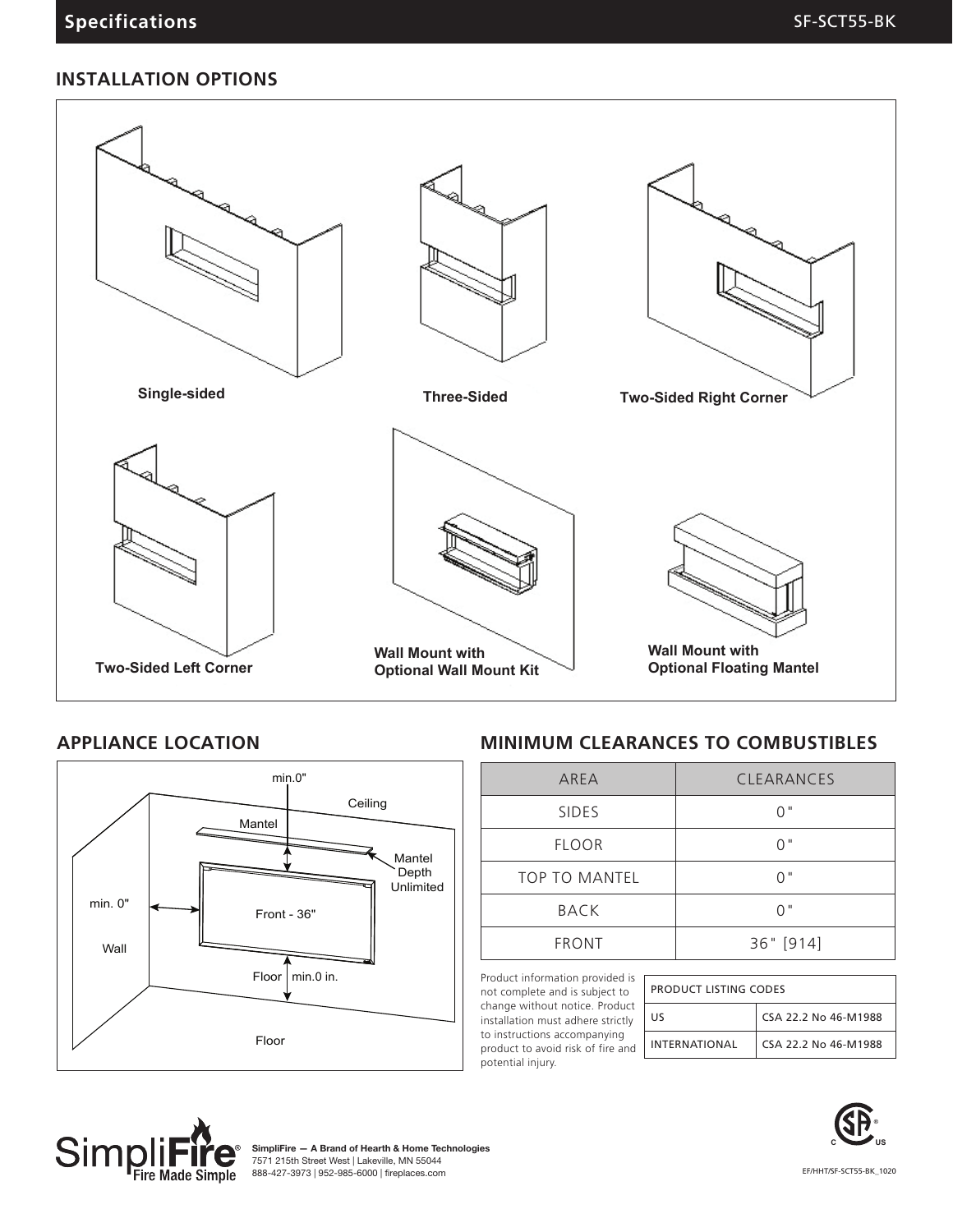## Specifications

SF-SCT55-BK

## INSTALLATION OPTIONS

Single-sided

Three-Sided

Two-Sided Right Corner

Two-Sided Left Corner

Wall Mount with Optional Wall Mount Kit

Wall Mount with Optional Floating Mantel

## APPLIANCE LOCATION

min.0"

Ceiling

Mantel

Mantel Depth Unlimited

min. 0"

Front - 36"

Wall

Floor min.0 in.

Floor

## MINIMUM CLEARANCES TO COMBUSTIBLES

| AREA | CLEARANCES |
| --- | --- |
| SIDES | 0" |
| FLOOR | 0" |
| TOP TO MANTEL | 0" |
| BACK | 0" |
| FRONT | 36" [914] |

Product information provided is not complete and is subject to change without notice. Product installation must adhere strictly to instructions accompanying product to avoid risk of fire and potential injury.

| PRODUCT LISTING CODES | |
| --- | --- |
| US | CSA 22.2 No 46-M1988 |
| INTERNATIONAL | CSA 22.2 No 46-M1988 |

**SimpliFire — A Brand of Hearth & Home Technologies**
7571 215th Street West | Lakeville, MN 55044
888-427-3973 | 952-985-6000 | fireplaces.com

EF/HHT/SF-SCT55-BK_1020